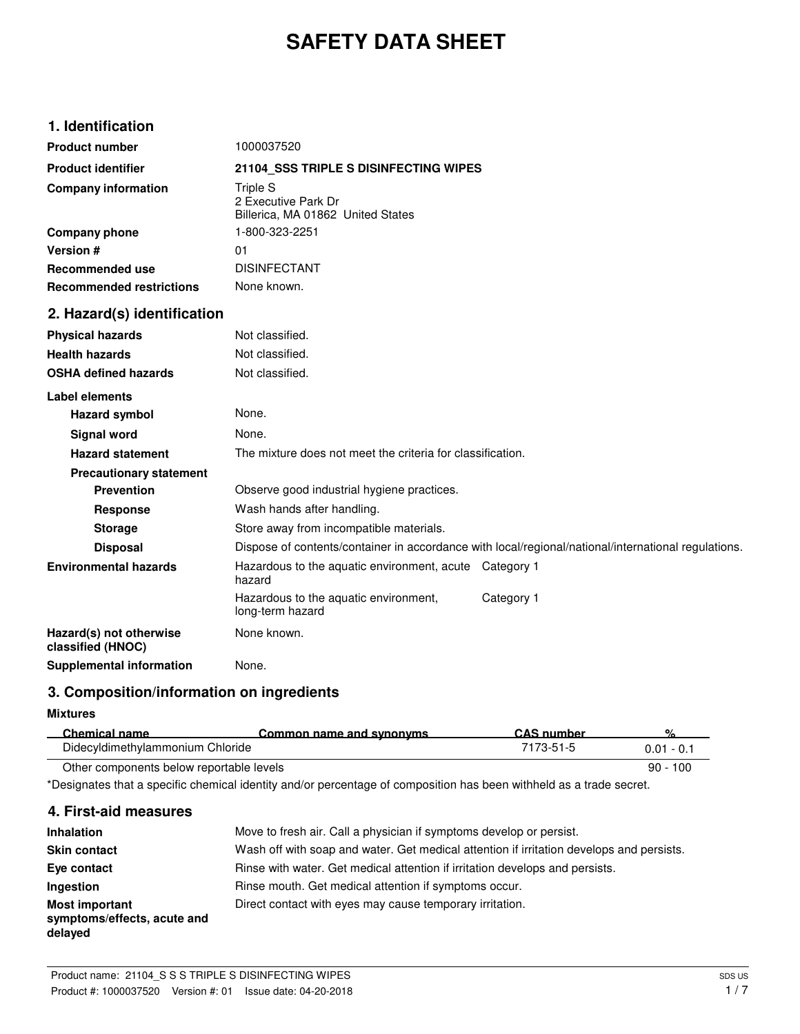# SAFETY DATA SHEET

## 1. Identification

| | |
|---|---|
| **Product number** | 1000037520 |
| **Product identifier** | **21104_SSS TRIPLE S DISINFECTING WIPES** |
| **Company information** | Triple S<br>2 Executive Park Dr<br>Billerica, MA 01862 United States |
| **Company phone** | 1-800-323-2251 |
| **Version #** | 01 |
| **Recommended use** | DISINFECTANT |
| **Recommended restrictions** | None known. |

## 2. Hazard(s) identification

| | | |
|---|---|---|
| **Physical hazards** | Not classified. | |
| **Health hazards** | Not classified. | |
| **OSHA defined hazards** | Not classified. | |

**Label elements**

**Hazard symbol** None.

**Signal word** None.

**Hazard statement** The mixture does not meet the criteria for classification.

**Precautionary statement**

- **Prevention** Observe good industrial hygiene practices.
- **Response** Wash hands after handling.
- **Storage** Store away from incompatible materials.
- **Disposal** Dispose of contents/container in accordance with local/regional/national/international regulations.

| | | |
|---|---|---|
| **Environmental hazards** | Hazardous to the aquatic environment, acute hazard | Category 1 |
| | Hazardous to the aquatic environment, long-term hazard | Category 1 |
| **Hazard(s) not otherwise classified (HNOC)** | None known. | |
| **Supplemental information** | None. | |

## 3. Composition/information on ingredients

**Mixtures**

| Chemical name | Common name and synonyms | CAS number | % |
|---|---|---|---|
| Didecyldimethylammonium Chloride | | 7173-51-5 | 0.01 - 0.1 |
| Other components below reportable levels | | | 90 - 100 |

*Designates that a specific chemical identity and/or percentage of composition has been withheld as a trade secret.

## 4. First-aid measures

| | |
|---|---|
| **Inhalation** | Move to fresh air. Call a physician if symptoms develop or persist. |
| **Skin contact** | Wash off with soap and water. Get medical attention if irritation develops and persists. |
| **Eye contact** | Rinse with water. Get medical attention if irritation develops and persists. |
| **Ingestion** | Rinse mouth. Get medical attention if symptoms occur. |
| **Most important symptoms/effects, acute and delayed** | Direct contact with eyes may cause temporary irritation. |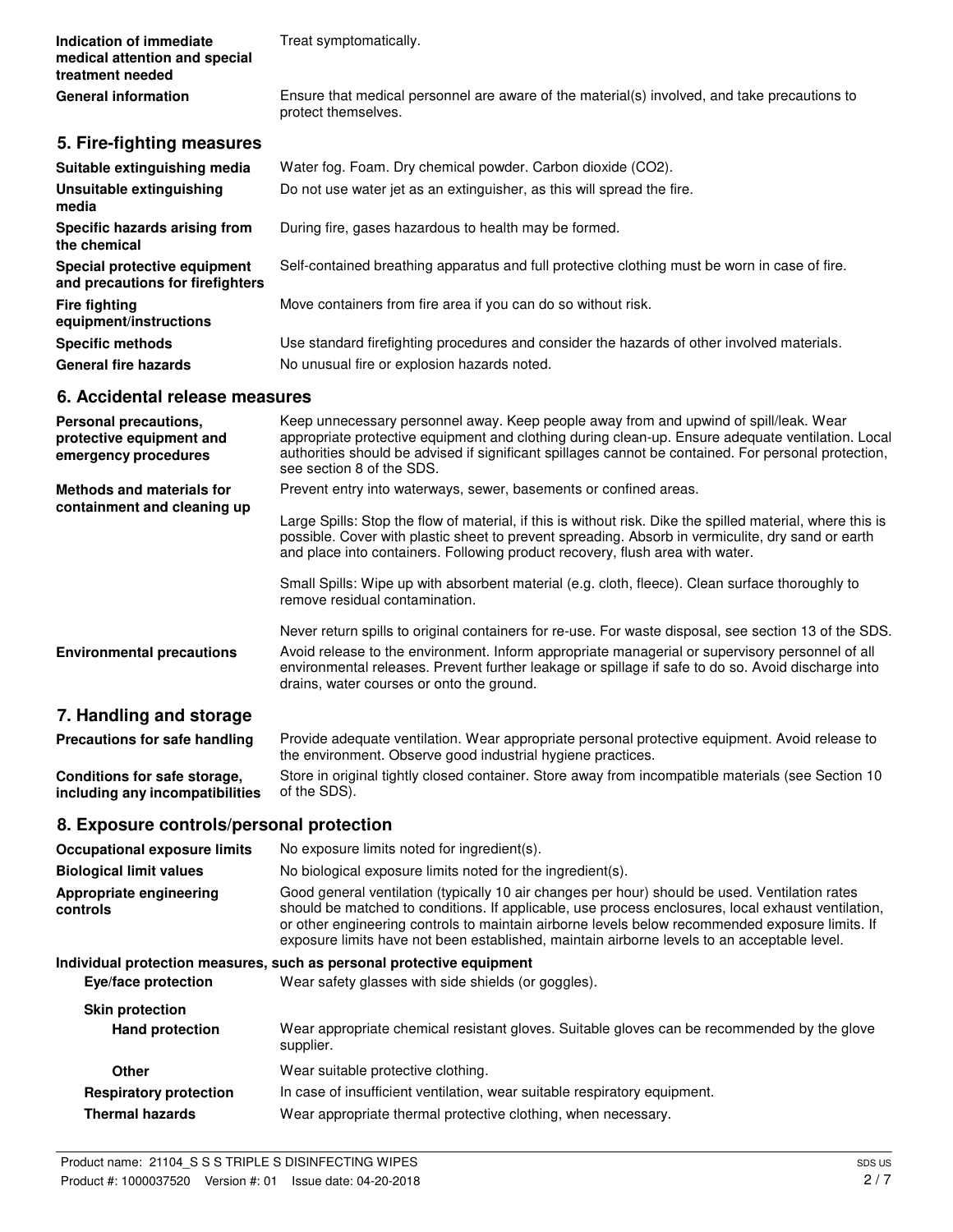| | |
|---|---|
| **Indication of immediate medical attention and special treatment needed** | Treat symptomatically. |
| **General information** | Ensure that medical personnel are aware of the material(s) involved, and take precautions to protect themselves. |

## 5. Fire-fighting measures

| | |
|---|---|
| **Suitable extinguishing media** | Water fog. Foam. Dry chemical powder. Carbon dioxide ($CO_2$). |
| **Unsuitable extinguishing media** | Do not use water jet as an extinguisher, as this will spread the fire. |
| **Specific hazards arising from the chemical** | During fire, gases hazardous to health may be formed. |
| **Special protective equipment and precautions for firefighters** | Self-contained breathing apparatus and full protective clothing must be worn in case of fire. |
| **Fire fighting equipment/instructions** | Move containers from fire area if you can do so without risk. |
| **Specific methods** | Use standard firefighting procedures and consider the hazards of other involved materials. |
| **General fire hazards** | No unusual fire or explosion hazards noted. |

## 6. Accidental release measures

**Personal precautions, protective equipment and emergency procedures**

Keep unnecessary personnel away. Keep people away from and upwind of spill/leak. Wear appropriate protective equipment and clothing during clean-up. Ensure adequate ventilation. Local authorities should be advised if significant spillages cannot be contained. For personal protection, see section 8 of the SDS.

**Methods and materials for containment and cleaning up**

Prevent entry into waterways, sewer, basements or confined areas.

Large Spills: Stop the flow of material, if this is without risk. Dike the spilled material, where this is possible. Cover with plastic sheet to prevent spreading. Absorb in vermiculite, dry sand or earth and place into containers. Following product recovery, flush area with water.

Small Spills: Wipe up with absorbent material (e.g. cloth, fleece). Clean surface thoroughly to remove residual contamination.

Never return spills to original containers for re-use. For waste disposal, see section 13 of the SDS.

**Environmental precautions**

Avoid release to the environment. Inform appropriate managerial or supervisory personnel of all environmental releases. Prevent further leakage or spillage if safe to do so. Avoid discharge into drains, water courses or onto the ground.

## 7. Handling and storage

| | |
|---|---|
| **Precautions for safe handling** | Provide adequate ventilation. Wear appropriate personal protective equipment. Avoid release to the environment. Observe good industrial hygiene practices. |
| **Conditions for safe storage, including any incompatibilities** | Store in original tightly closed container. Store away from incompatible materials (see Section 10 of the SDS). |

## 8. Exposure controls/personal protection

| | |
|---|---|
| **Occupational exposure limits** | No exposure limits noted for ingredient(s). |
| **Biological limit values** | No biological exposure limits noted for the ingredient(s). |
| **Appropriate engineering controls** | Good general ventilation (typically 10 air changes per hour) should be used. Ventilation rates should be matched to conditions. If applicable, use process enclosures, local exhaust ventilation, or other engineering controls to maintain airborne levels below recommended exposure limits. If exposure limits have not been established, maintain airborne levels to an acceptable level. |

**Individual protection measures, such as personal protective equipment**

| | |
|---|---|
| **Eye/face protection** | Wear safety glasses with side shields (or goggles). |
| **Skin protection** | |
| **Hand protection** | Wear appropriate chemical resistant gloves. Suitable gloves can be recommended by the glove supplier. |
| **Other** | Wear suitable protective clothing. |
| **Respiratory protection** | In case of insufficient ventilation, wear suitable respiratory equipment. |
| **Thermal hazards** | Wear appropriate thermal protective clothing, when necessary. |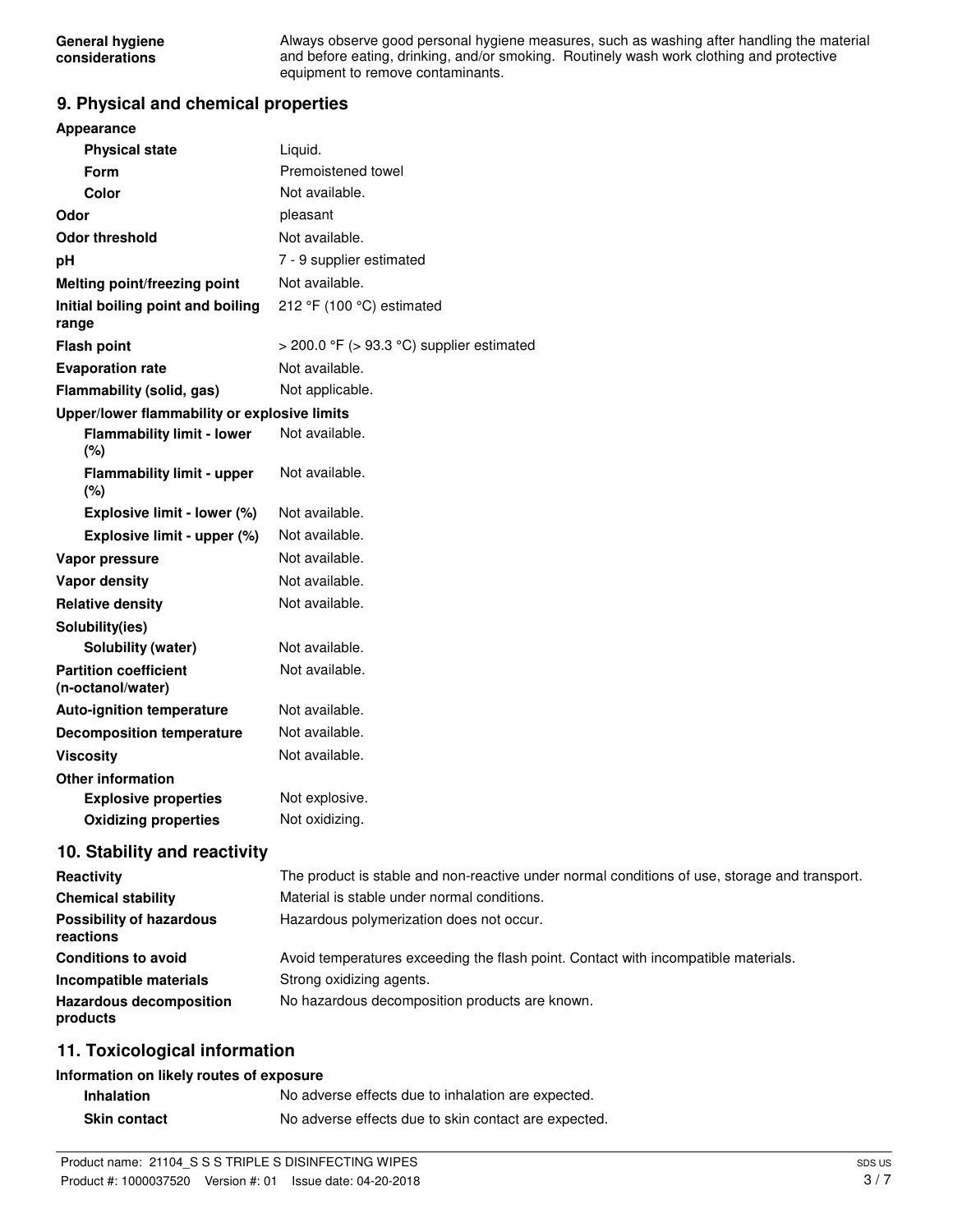| | |
|---|---|
| **General hygiene considerations** | Always observe good personal hygiene measures, such as washing after handling the material and before eating, drinking, and/or smoking. Routinely wash work clothing and protective equipment to remove contaminants. |

## 9. Physical and chemical properties

| | |
|---|---|
| **Appearance** | |
| **Physical state** | Liquid. |
| **Form** | Premoistened towel |
| **Color** | Not available. |
| **Odor** | pleasant |
| **Odor threshold** | Not available. |
| **pH** | 7 - 9 supplier estimated |
| **Melting point/freezing point** | Not available. |
| **Initial boiling point and boiling range** | 212 °F (100 °C) estimated |
| **Flash point** | > 200.0 °F (> 93.3 °C) supplier estimated |
| **Evaporation rate** | Not available. |
| **Flammability (solid, gas)** | Not applicable. |
| **Upper/lower flammability or explosive limits** | |
| **Flammability limit - lower (%)** | Not available. |
| **Flammability limit - upper (%)** | Not available. |
| **Explosive limit - lower (%)** | Not available. |
| **Explosive limit - upper (%)** | Not available. |
| **Vapor pressure** | Not available. |
| **Vapor density** | Not available. |
| **Relative density** | Not available. |
| **Solubility(ies)** | |
| **Solubility (water)** | Not available. |
| **Partition coefficient (n-octanol/water)** | Not available. |
| **Auto-ignition temperature** | Not available. |
| **Decomposition temperature** | Not available. |
| **Viscosity** | Not available. |
| **Other information** | |
| **Explosive properties** | Not explosive. |
| **Oxidizing properties** | Not oxidizing. |

## 10. Stability and reactivity

| | |
|---|---|
| **Reactivity** | The product is stable and non-reactive under normal conditions of use, storage and transport. |
| **Chemical stability** | Material is stable under normal conditions. |
| **Possibility of hazardous reactions** | Hazardous polymerization does not occur. |
| **Conditions to avoid** | Avoid temperatures exceeding the flash point. Contact with incompatible materials. |
| **Incompatible materials** | Strong oxidizing agents. |
| **Hazardous decomposition products** | No hazardous decomposition products are known. |

## 11. Toxicological information

| | |
|---|---|
| **Information on likely routes of exposure** | |
| **Inhalation** | No adverse effects due to inhalation are expected. |
| **Skin contact** | No adverse effects due to skin contact are expected. |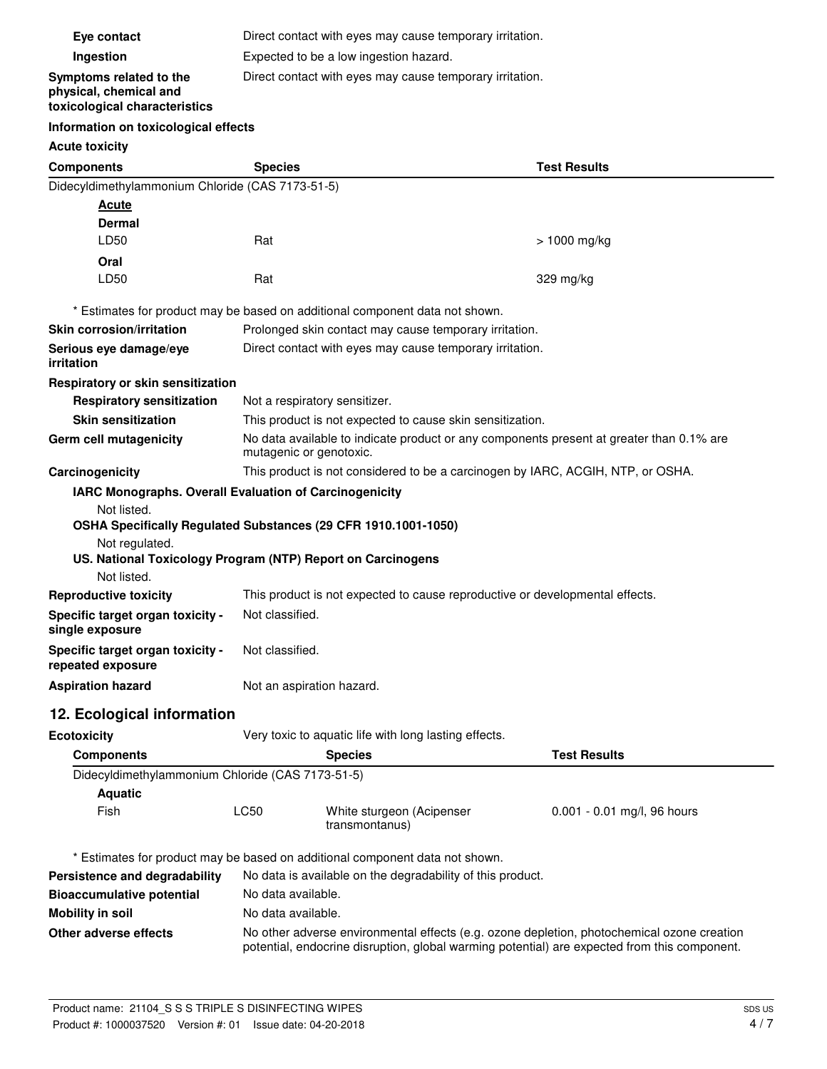**Eye contact** Direct contact with eyes may cause temporary irritation.

**Ingestion** Expected to be a low ingestion hazard.

**Symptoms related to the physical, chemical and toxicological characteristics** Direct contact with eyes may cause temporary irritation.

**Information on toxicological effects**

**Acute toxicity**

| Components | Species | Test Results |
|---|---|---|
| Didecyldimethylammonium Chloride (CAS 7173-51-5) | | |
| **Acute** | | |
| **Dermal** | | |
| LD50 | Rat | > 1000 mg/kg |
| **Oral** | | |
| LD50 | Rat | 329 mg/kg |

\* Estimates for product may be based on additional component data not shown.

**Skin corrosion/irritation** Prolonged skin contact may cause temporary irritation.

**Serious eye damage/eye irritation** Direct contact with eyes may cause temporary irritation.

**Respiratory or skin sensitization**

**Respiratory sensitization** Not a respiratory sensitizer.

**Skin sensitization** This product is not expected to cause skin sensitization.

**Germ cell mutagenicity** No data available to indicate product or any components present at greater than 0.1% are mutagenic or genotoxic.

**Carcinogenicity** This product is not considered to be a carcinogen by IARC, ACGIH, NTP, or OSHA.

**IARC Monographs. Overall Evaluation of Carcinogenicity**

Not listed.

**OSHA Specifically Regulated Substances (29 CFR 1910.1001-1050)**

Not regulated.

**US. National Toxicology Program (NTP) Report on Carcinogens**

Not listed.

**Reproductive toxicity** This product is not expected to cause reproductive or developmental effects.

**Specific target organ toxicity - single exposure** Not classified.

**Specific target organ toxicity - repeated exposure** Not classified.

**Aspiration hazard** Not an aspiration hazard.

## 12. Ecological information

**Ecotoxicity** Very toxic to aquatic life with long lasting effects.

| Components | | Species | Test Results |
|---|---|---|---|
| Didecyldimethylammonium Chloride (CAS 7173-51-5) | | | |
| **Aquatic** | | | |
| Fish | LC50 | White sturgeon (Acipenser transmontanus) | 0.001 - 0.01 mg/l, 96 hours |

\* Estimates for product may be based on additional component data not shown.

**Persistence and degradability** No data is available on the degradability of this product.

**Bioaccumulative potential** No data available.

**Mobility in soil** No data available.

**Other adverse effects** No other adverse environmental effects (e.g. ozone depletion, photochemical ozone creation potential, endocrine disruption, global warming potential) are expected from this component.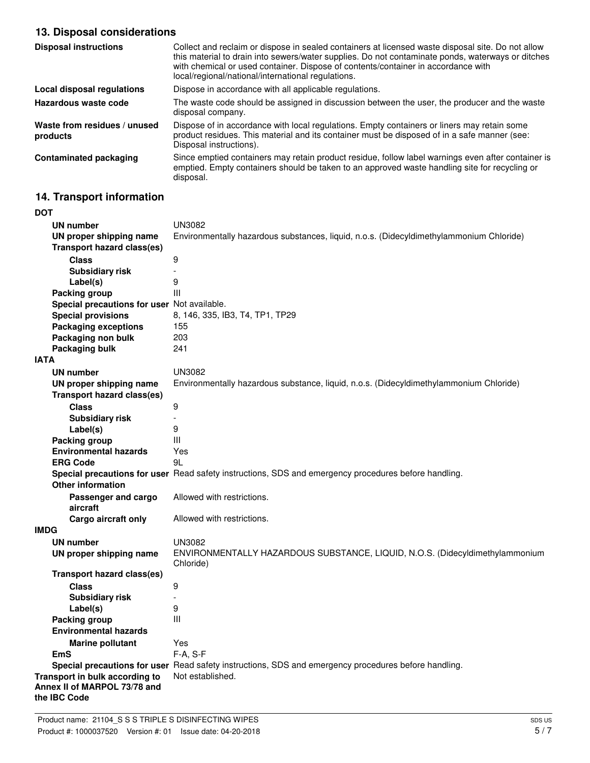## 13. Disposal considerations

| | |
|---|---|
| **Disposal instructions** | Collect and reclaim or dispose in sealed containers at licensed waste disposal site. Do not allow this material to drain into sewers/water supplies. Do not contaminate ponds, waterways or ditches with chemical or used container. Dispose of contents/container in accordance with local/regional/national/international regulations. |
| **Local disposal regulations** | Dispose in accordance with all applicable regulations. |
| **Hazardous waste code** | The waste code should be assigned in discussion between the user, the producer and the waste disposal company. |
| **Waste from residues / unused products** | Dispose of in accordance with local regulations. Empty containers or liners may retain some product residues. This material and its container must be disposed of in a safe manner (see: Disposal instructions). |
| **Contaminated packaging** | Since emptied containers may retain product residue, follow label warnings even after container is emptied. Empty containers should be taken to an approved waste handling site for recycling or disposal. |

## 14. Transport information

**DOT**

| | |
|---|---|
| **UN number** | UN3082 |
| **UN proper shipping name** | Environmentally hazardous substances, liquid, n.o.s. (Didecyldimethylammonium Chloride) |
| **Transport hazard class(es)** | |
| **Class** | 9 |
| **Subsidiary risk** | - |
| **Label(s)** | 9 |
| **Packing group** | III |
| **Special precautions for user** | Not available. |
| **Special provisions** | 8, 146, 335, IB3, T4, TP1, TP29 |
| **Packaging exceptions** | 155 |
| **Packaging non bulk** | 203 |
| **Packaging bulk** | 241 |

**IATA**

| | |
|---|---|
| **UN number** | UN3082 |
| **UN proper shipping name** | Environmentally hazardous substance, liquid, n.o.s. (Didecyldimethylammonium Chloride) |
| **Transport hazard class(es)** | |
| **Class** | 9 |
| **Subsidiary risk** | - |
| **Label(s)** | 9 |
| **Packing group** | III |
| **Environmental hazards** | Yes |
| **ERG Code** | 9L |
| **Special precautions for user** | Read safety instructions, SDS and emergency procedures before handling. |
| **Other information** | |
| **Passenger and cargo aircraft** | Allowed with restrictions. |
| **Cargo aircraft only** | Allowed with restrictions. |

**IMDG**

| | |
|---|---|
| **UN number** | UN3082 |
| **UN proper shipping name** | ENVIRONMENTALLY HAZARDOUS SUBSTANCE, LIQUID, N.O.S. (Didecyldimethylammonium Chloride) |
| **Transport hazard class(es)** | |
| **Class** | 9 |
| **Subsidiary risk** | - |
| **Label(s)** | 9 |
| **Packing group** | III |
| **Environmental hazards** | |
| **Marine pollutant** | Yes |
| **EmS** | F-A, S-F |
| **Special precautions for user** | Read safety instructions, SDS and emergency procedures before handling. |

| | |
|---|---|
| **Transport in bulk according to Annex II of MARPOL 73/78 and the IBC Code** | Not established. |

Product name: 21104_S S S TRIPLE S DISINFECTING WIPES
Product #: 1000037520 Version #: 01 Issue date: 04-20-2018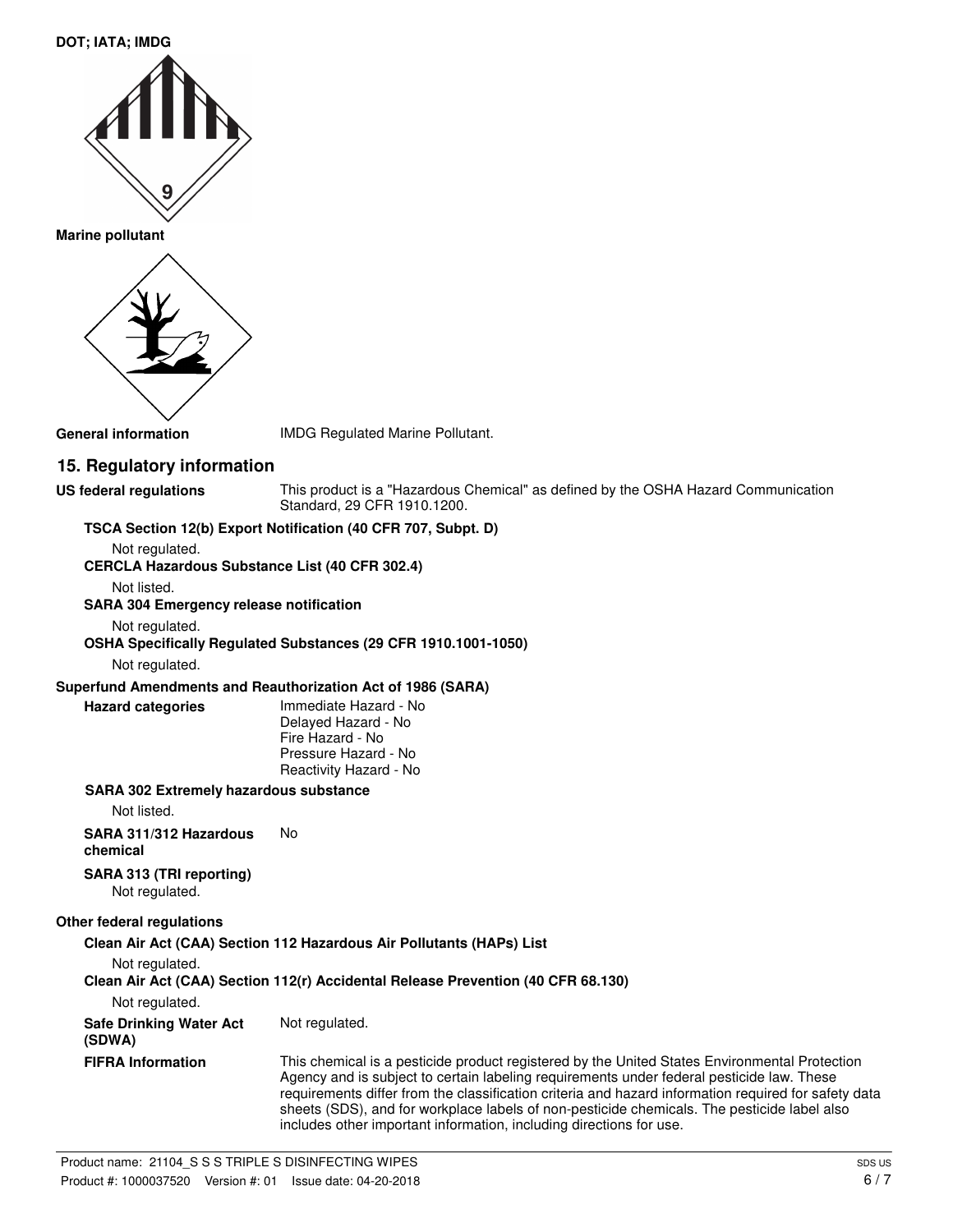**DOT; IATA; IMDG**

**Marine pollutant**

**General information** IMDG Regulated Marine Pollutant.

## 15. Regulatory information

**US federal regulations** This product is a "Hazardous Chemical" as defined by the OSHA Hazard Communication Standard, 29 CFR 1910.1200.

**TSCA Section 12(b) Export Notification (40 CFR 707, Subpt. D)**

Not regulated.

**CERCLA Hazardous Substance List (40 CFR 302.4)**

Not listed.

**SARA 304 Emergency release notification**

Not regulated.

**OSHA Specifically Regulated Substances (29 CFR 1910.1001-1050)**

Not regulated.

**Superfund Amendments and Reauthorization Act of 1986 (SARA)**

**Hazard categories**
Immediate Hazard - No
Delayed Hazard - No
Fire Hazard - No
Pressure Hazard - No
Reactivity Hazard - No

**SARA 302 Extremely hazardous substance**

Not listed.

**SARA 311/312 Hazardous chemical** No

**SARA 313 (TRI reporting)**

Not regulated.

**Other federal regulations**

**Clean Air Act (CAA) Section 112 Hazardous Air Pollutants (HAPs) List**

Not regulated.

**Clean Air Act (CAA) Section 112(r) Accidental Release Prevention (40 CFR 68.130)**

Not regulated.

**Safe Drinking Water Act (SDWA)** Not regulated.

**FIFRA Information** This chemical is a pesticide product registered by the United States Environmental Protection Agency and is subject to certain labeling requirements under federal pesticide law. These requirements differ from the classification criteria and hazard information required for safety data sheets (SDS), and for workplace labels of non-pesticide chemicals. The pesticide label also includes other important information, including directions for use.

Product name: 21104_S S S TRIPLE S DISINFECTING WIPES
Product #: 1000037520 Version #: 01 Issue date: 04-20-2018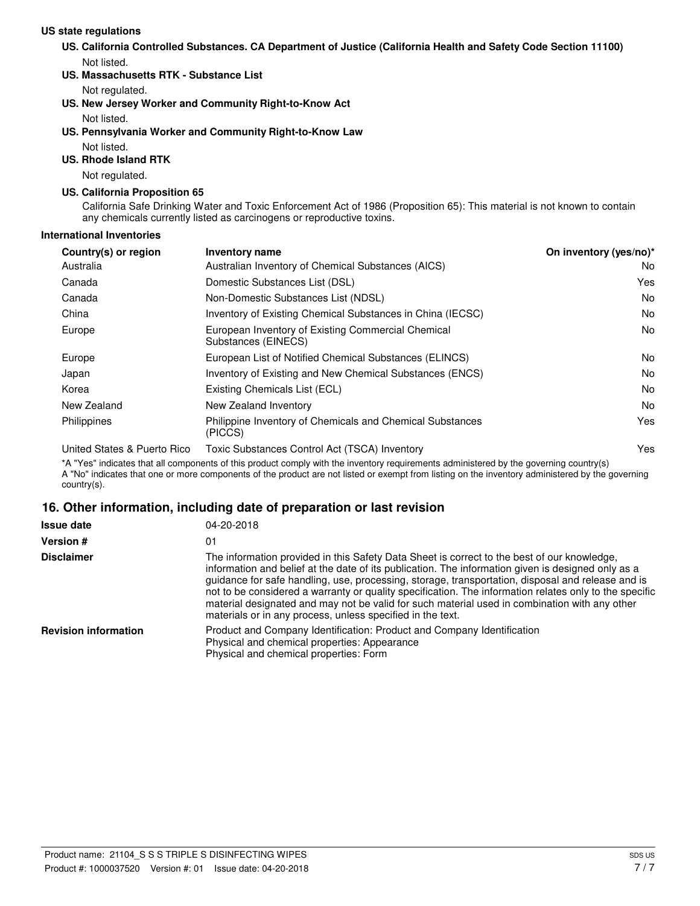**US state regulations**

**US. California Controlled Substances. CA Department of Justice (California Health and Safety Code Section 11100)**

Not listed.

**US. Massachusetts RTK - Substance List**

Not regulated.

**US. New Jersey Worker and Community Right-to-Know Act**

Not listed.

**US. Pennsylvania Worker and Community Right-to-Know Law**

Not listed.

**US. Rhode Island RTK**

Not regulated.

**US. California Proposition 65**

California Safe Drinking Water and Toxic Enforcement Act of 1986 (Proposition 65): This material is not known to contain any chemicals currently listed as carcinogens or reproductive toxins.

**International Inventories**

| Country(s) or region | Inventory name | On inventory (yes/no)* |
|---|---|---|
| Australia | Australian Inventory of Chemical Substances (AICS) | No |
| Canada | Domestic Substances List (DSL) | Yes |
| Canada | Non-Domestic Substances List (NDSL) | No |
| China | Inventory of Existing Chemical Substances in China (IECSC) | No |
| Europe | European Inventory of Existing Commercial Chemical Substances (EINECS) | No |
| Europe | European List of Notified Chemical Substances (ELINCS) | No |
| Japan | Inventory of Existing and New Chemical Substances (ENCS) | No |
| Korea | Existing Chemicals List (ECL) | No |
| New Zealand | New Zealand Inventory | No |
| Philippines | Philippine Inventory of Chemicals and Chemical Substances (PICCS) | Yes |
| United States & Puerto Rico | Toxic Substances Control Act (TSCA) Inventory | Yes |

*A "Yes" indicates that all components of this product comply with the inventory requirements administered by the governing country(s)
A "No" indicates that one or more components of the product are not listed or exempt from listing on the inventory administered by the governing country(s).

## 16. Other information, including date of preparation or last revision

**Issue date** 04-20-2018

**Version #** 01

**Disclaimer** The information provided in this Safety Data Sheet is correct to the best of our knowledge, information and belief at the date of its publication. The information given is designed only as a guidance for safe handling, use, processing, storage, transportation, disposal and release and is not to be considered a warranty or quality specification. The information relates only to the specific material designated and may not be valid for such material used in combination with any other materials or in any process, unless specified in the text.

**Revision information** Product and Company Identification: Product and Company Identification
Physical and chemical properties: Appearance
Physical and chemical properties: Form